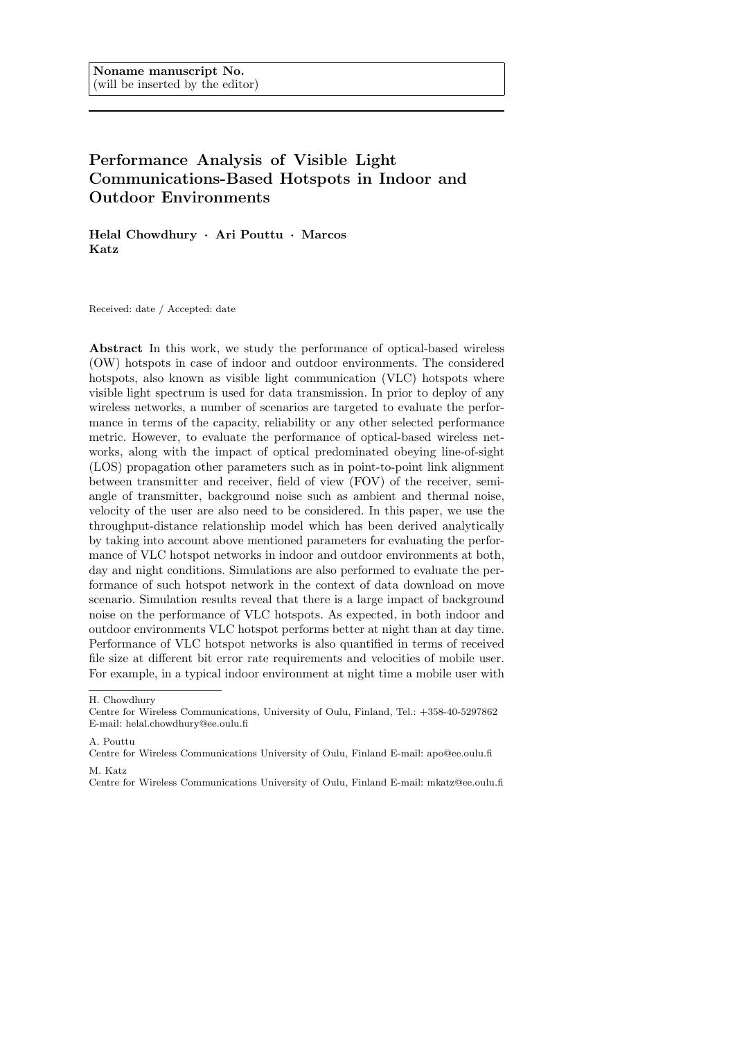Noname manuscript No.
(will be inserted by the editor)

# Performance Analysis of Visible Light Communications-Based Hotspots in Indoor and Outdoor Environments

**Helal Chowdhury · Ari Pouttu · Marcos Katz**

Received: date / Accepted: date

**Abstract** In this work, we study the performance of optical-based wireless (OW) hotspots in case of indoor and outdoor environments. The considered hotspots, also known as visible light communication (VLC) hotspots where visible light spectrum is used for data transmission. In prior to deploy of any wireless networks, a number of scenarios are targeted to evaluate the performance in terms of the capacity, reliability or any other selected performance metric. However, to evaluate the performance of optical-based wireless networks, along with the impact of optical predominated obeying line-of-sight (LOS) propagation other parameters such as in point-to-point link alignment between transmitter and receiver, field of view (FOV) of the receiver, semi-angle of transmitter, background noise such as ambient and thermal noise, velocity of the user are also need to be considered. In this paper, we use the throughput-distance relationship model which has been derived analytically by taking into account above mentioned parameters for evaluating the performance of VLC hotspot networks in indoor and outdoor environments at both, day and night conditions. Simulations are also performed to evaluate the performance of such hotspot network in the context of data download on move scenario. Simulation results reveal that there is a large impact of background noise on the performance of VLC hotspots. As expected, in both indoor and outdoor environments VLC hotspot performs better at night than at day time. Performance of VLC hotspot networks is also quantified in terms of received file size at different bit error rate requirements and velocities of mobile user. For example, in a typical indoor environment at night time a mobile user with

---

H. Chowdhury
Centre for Wireless Communications, University of Oulu, Finland, Tel.: +358-40-5297862
E-mail: helal.chowdhury@ee.oulu.fi

A. Pouttu
Centre for Wireless Communications University of Oulu, Finland E-mail: apo@ee.oulu.fi

M. Katz
Centre for Wireless Communications University of Oulu, Finland E-mail: mkatz@ee.oulu.fi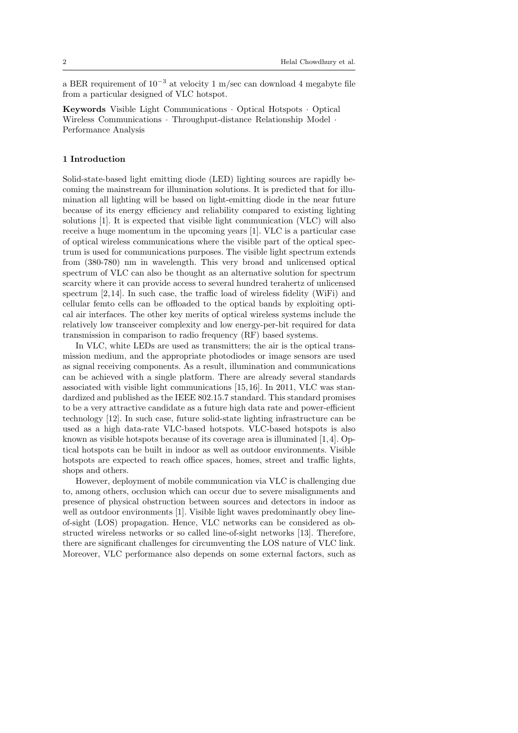a BER requirement of $10^{-3}$ at velocity 1 m/sec can download 4 megabyte file from a particular designed of VLC hotspot.

**Keywords** Visible Light Communications · Optical Hotspots · Optical Wireless Communications · Throughput-distance Relationship Model · Performance Analysis

## 1 Introduction

Solid-state-based light emitting diode (LED) lighting sources are rapidly becoming the mainstream for illumination solutions. It is predicted that for illumination all lighting will be based on light-emitting diode in the near future because of its energy efficiency and reliability compared to existing lighting solutions [1]. It is expected that visible light communication (VLC) will also receive a huge momentum in the upcoming years [1]. VLC is a particular case of optical wireless communications where the visible part of the optical spectrum is used for communications purposes. The visible light spectrum extends from (380-780) nm in wavelength. This very broad and unlicensed optical spectrum of VLC can also be thought as an alternative solution for spectrum scarcity where it can provide access to several hundred terahertz of unlicensed spectrum [2,14]. In such case, the traffic load of wireless fidelity (WiFi) and cellular femto cells can be offloaded to the optical bands by exploiting optical air interfaces. The other key merits of optical wireless systems include the relatively low transceiver complexity and low energy-per-bit required for data transmission in comparison to radio frequency (RF) based systems.

In VLC, white LEDs are used as transmitters; the air is the optical transmission medium, and the appropriate photodiodes or image sensors are used as signal receiving components. As a result, illumination and communications can be achieved with a single platform. There are already several standards associated with visible light communications [15,16]. In 2011, VLC was standardized and published as the IEEE 802.15.7 standard. This standard promises to be a very attractive candidate as a future high data rate and power-efficient technology [12]. In such case, future solid-state lighting infrastructure can be used as a high data-rate VLC-based hotspots. VLC-based hotspots is also known as visible hotspots because of its coverage area is illuminated [1,4]. Optical hotspots can be built in indoor as well as outdoor environments. Visible hotspots are expected to reach office spaces, homes, street and traffic lights, shops and others.

However, deployment of mobile communication via VLC is challenging due to, among others, occlusion which can occur due to severe misalignments and presence of physical obstruction between sources and detectors in indoor as well as outdoor environments [1]. Visible light waves predominantly obey line-of-sight (LOS) propagation. Hence, VLC networks can be considered as obstructed wireless networks or so called line-of-sight networks [13]. Therefore, there are significant challenges for circumventing the LOS nature of VLC link. Moreover, VLC performance also depends on some external factors, such as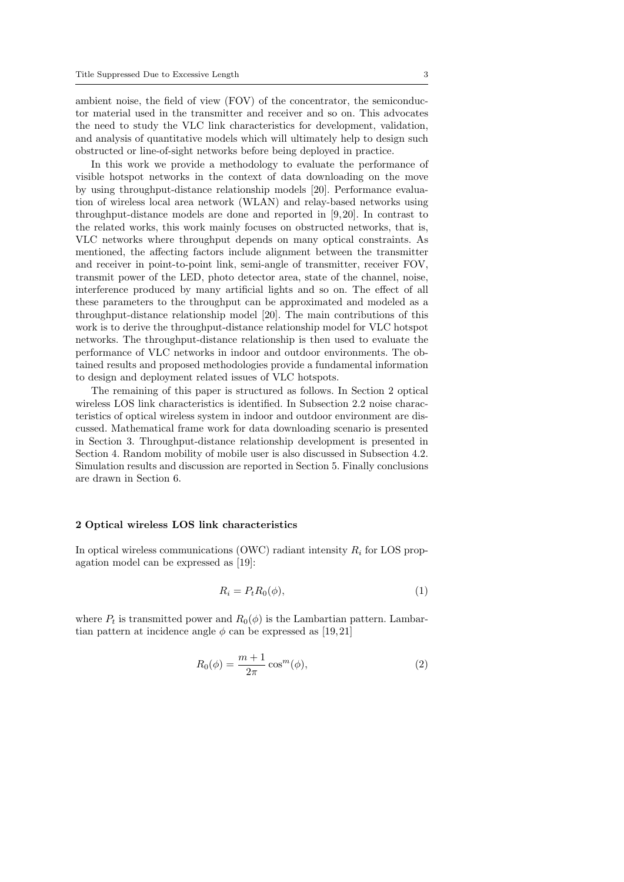ambient noise, the field of view (FOV) of the concentrator, the semiconductor material used in the transmitter and receiver and so on. This advocates the need to study the VLC link characteristics for development, validation, and analysis of quantitative models which will ultimately help to design such obstructed or line-of-sight networks before being deployed in practice.

In this work we provide a methodology to evaluate the performance of visible hotspot networks in the context of data downloading on the move by using throughput-distance relationship models [20]. Performance evaluation of wireless local area network (WLAN) and relay-based networks using throughput-distance models are done and reported in [9,20]. In contrast to the related works, this work mainly focuses on obstructed networks, that is, VLC networks where throughput depends on many optical constraints. As mentioned, the affecting factors include alignment between the transmitter and receiver in point-to-point link, semi-angle of transmitter, receiver FOV, transmit power of the LED, photo detector area, state of the channel, noise, interference produced by many artificial lights and so on. The effect of all these parameters to the throughput can be approximated and modeled as a throughput-distance relationship model [20]. The main contributions of this work is to derive the throughput-distance relationship model for VLC hotspot networks. The throughput-distance relationship is then used to evaluate the performance of VLC networks in indoor and outdoor environments. The obtained results and proposed methodologies provide a fundamental information to design and deployment related issues of VLC hotspots.

The remaining of this paper is structured as follows. In Section 2 optical wireless LOS link characteristics is identified. In Subsection 2.2 noise characteristics of optical wireless system in indoor and outdoor environment are discussed. Mathematical frame work for data downloading scenario is presented in Section 3. Throughput-distance relationship development is presented in Section 4. Random mobility of mobile user is also discussed in Subsection 4.2. Simulation results and discussion are reported in Section 5. Finally conclusions are drawn in Section 6.

## 2 Optical wireless LOS link characteristics

In optical wireless communications (OWC) radiant intensity $R_i$ for LOS propagation model can be expressed as [19]:

$$R_i = P_t R_0(\phi), \tag{1}$$

where $P_t$ is transmitted power and $R_0(\phi)$ is the Lambartian pattern. Lambartian pattern at incidence angle $\phi$ can be expressed as [19,21]

$$R_0(\phi) = \frac{m+1}{2\pi}\cos^m(\phi), \tag{2}$$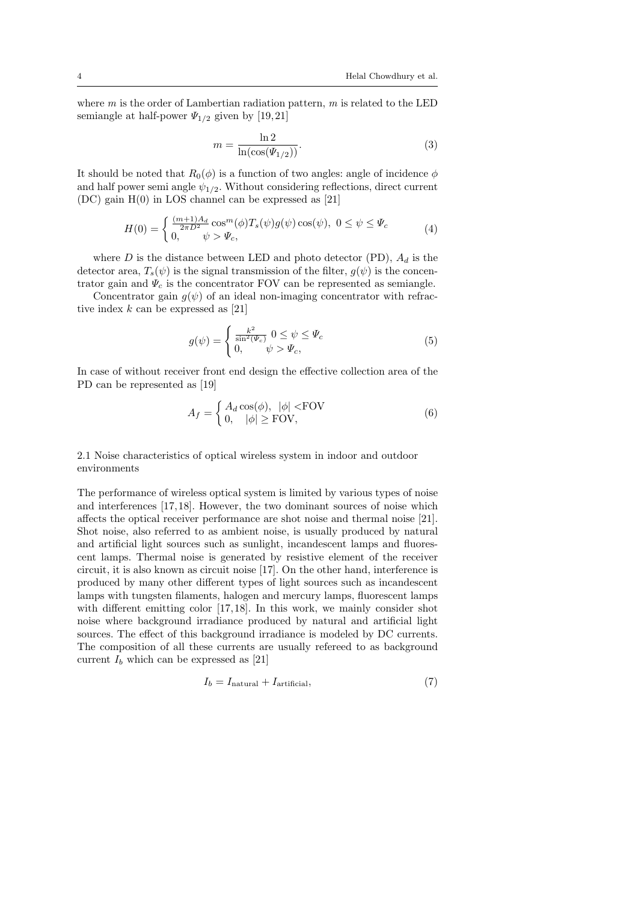where $m$ is the order of Lambertian radiation pattern, $m$ is related to the LED semiangle at half-power $\Psi_{1/2}$ given by [19,21]

$$m = \frac{\ln 2}{\ln(\cos(\Psi_{1/2}))}. \tag{3}$$

It should be noted that $R_0(\phi)$ is a function of two angles: angle of incidence $\phi$ and half power semi angle $\psi_{1/2}$. Without considering reflections, direct current (DC) gain H(0) in LOS channel can be expressed as [21]

$$H(0) = \begin{cases} \frac{(m+1)A_d}{2\pi D^2} \cos^m(\phi) T_s(\psi) g(\psi) \cos(\psi), & 0 \leq \psi \leq \Psi_c \\ 0, & \psi > \Psi_c, \end{cases} \tag{4}$$

where $D$ is the distance between LED and photo detector (PD), $A_d$ is the detector area, $T_s(\psi)$ is the signal transmission of the filter, $g(\psi)$ is the concentrator gain and $\Psi_c$ is the concentrator FOV can be represented as semiangle.

Concentrator gain $g(\psi)$ of an ideal non-imaging concentrator with refractive index $k$ can be expressed as [21]

$$g(\psi) = \begin{cases} \frac{k^2}{\sin^2(\Psi_c)} & 0 \leq \psi \leq \Psi_c \\ 0, & \psi > \Psi_c, \end{cases} \tag{5}$$

In case of without receiver front end design the effective collection area of the PD can be represented as [19]

$$A_f = \begin{cases} A_d \cos(\phi), & |\phi| < \text{FOV} \\ 0, & |\phi| \geq \text{FOV}, \end{cases} \tag{6}$$

### 2.1 Noise characteristics of optical wireless system in indoor and outdoor environments

The performance of wireless optical system is limited by various types of noise and interferences [17,18]. However, the two dominant sources of noise which affects the optical receiver performance are shot noise and thermal noise [21]. Shot noise, also referred to as ambient noise, is usually produced by natural and artificial light sources such as sunlight, incandescent lamps and fluorescent lamps. Thermal noise is generated by resistive element of the receiver circuit, it is also known as circuit noise [17]. On the other hand, interference is produced by many other different types of light sources such as incandescent lamps with tungsten filaments, halogen and mercury lamps, fluorescent lamps with different emitting color [17,18]. In this work, we mainly consider shot noise where background irradiance produced by natural and artificial light sources. The effect of this background irradiance is modeled by DC currents. The composition of all these currents are usually refereed to as background current $I_b$ which can be expressed as [21]

$$I_b = I_{\text{natural}} + I_{\text{artificial}}, \tag{7}$$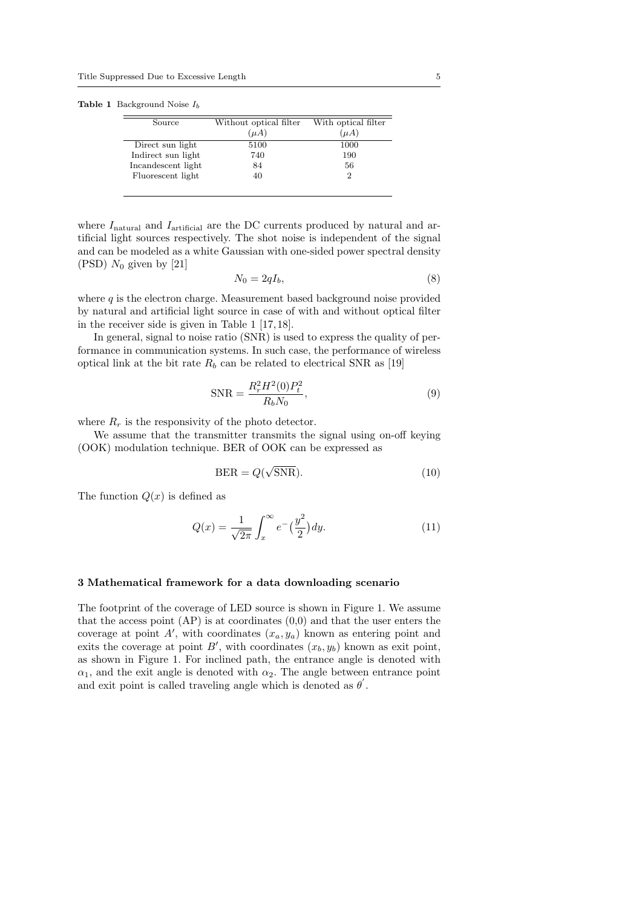**Table 1** Background Noise $I_b$

| Source | Without optical filter ($\mu A$) | With optical filter ($\mu A$) |
|---|---|---|
| Direct sun light | 5100 | 1000 |
| Indirect sun light | 740 | 190 |
| Incandescent light | 84 | 56 |
| Fluorescent light | 40 | 2 |

where $I_{\text{natural}}$ and $I_{\text{artificial}}$ are the DC currents produced by natural and artificial light sources respectively. The shot noise is independent of the signal and can be modeled as a white Gaussian with one-sided power spectral density (PSD) $N_0$ given by [21]

$$N_0 = 2qI_b, \tag{8}$$

where $q$ is the electron charge. Measurement based background noise provided by natural and artificial light source in case of with and without optical filter in the receiver side is given in Table 1 [17, 18].

In general, signal to noise ratio (SNR) is used to express the quality of performance in communication systems. In such case, the performance of wireless optical link at the bit rate $R_b$ can be related to electrical SNR as [19]

$$\text{SNR} = \frac{R_r^2 H^2(0) P_t^2}{R_b N_0}, \tag{9}$$

where $R_r$ is the responsivity of the photo detector.

We assume that the transmitter transmits the signal using on-off keying (OOK) modulation technique. BER of OOK can be expressed as

$$\text{BER} = Q(\sqrt{\text{SNR}}). \tag{10}$$

The function $Q(x)$ is defined as

$$Q(x) = \frac{1}{\sqrt{2\pi}} \int_x^\infty e^-\left(\frac{y^2}{2}\right) dy. \tag{11}$$

### 3 Mathematical framework for a data downloading scenario

The footprint of the coverage of LED source is shown in Figure 1. We assume that the access point (AP) is at coordinates (0,0) and that the user enters the coverage at point $A'$, with coordinates $(x_a, y_a)$ known as entering point and exits the coverage at point $B'$, with coordinates $(x_b, y_b)$ known as exit point, as shown in Figure 1. For inclined path, the entrance angle is denoted with $\alpha_1$, and the exit angle is denoted with $\alpha_2$. The angle between entrance point and exit point is called traveling angle which is denoted as $\theta'$.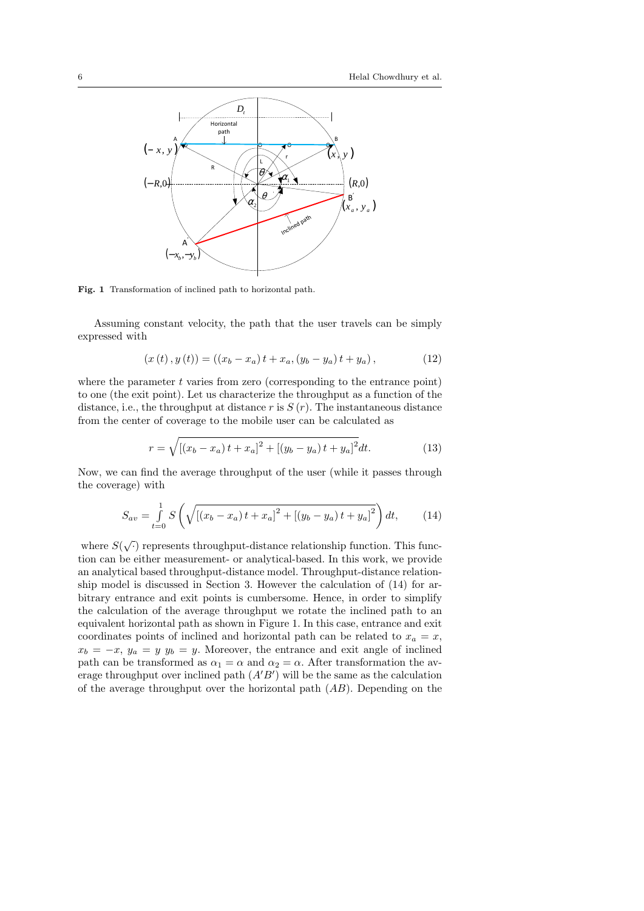**Fig. 1** Transformation of inclined path to horizontal path.

Assuming constant velocity, the path that the user travels can be simply expressed with

$$(x(t), y(t)) = ((x_b - x_a)t + x_a, (y_b - y_a)t + y_a), \tag{12}$$

where the parameter $t$ varies from zero (corresponding to the entrance point) to one (the exit point). Let us characterize the throughput as a function of the distance, i.e., the throughput at distance $r$ is $S(r)$. The instantaneous distance from the center of coverage to the mobile user can be calculated as

$$r = \sqrt{[(x_b - x_a)t + x_a]^2 + [(y_b - y_a)t + y_a]^2}dt. \tag{13}$$

Now, we can find the average throughput of the user (while it passes through the coverage) with

$$S_{av} = \int_{t=0}^{1} S\left(\sqrt{[(x_b - x_a)t + x_a]^2 + [(y_b - y_a)t + y_a]^2}\right)dt, \tag{14}$$

where $S(\sqrt{\cdot})$ represents throughput-distance relationship function. This function can be either measurement- or analytical-based. In this work, we provide an analytical based throughput-distance model. Throughput-distance relationship model is discussed in Section 3. However the calculation of (14) for arbitrary entrance and exit points is cumbersome. Hence, in order to simplify the calculation of the average throughput we rotate the inclined path to an equivalent horizontal path as shown in Figure 1. In this case, entrance and exit coordinates points of inclined and horizontal path can be related to $x_a = x$, $x_b = -x$, $y_a = y$ $y_b = y$. Moreover, the entrance and exit angle of inclined path can be transformed as $\alpha_1 = \alpha$ and $\alpha_2 = \alpha$. After transformation the average throughput over inclined path $(A'B')$ will be the same as the calculation of the average throughput over the horizontal path $(AB)$. Depending on the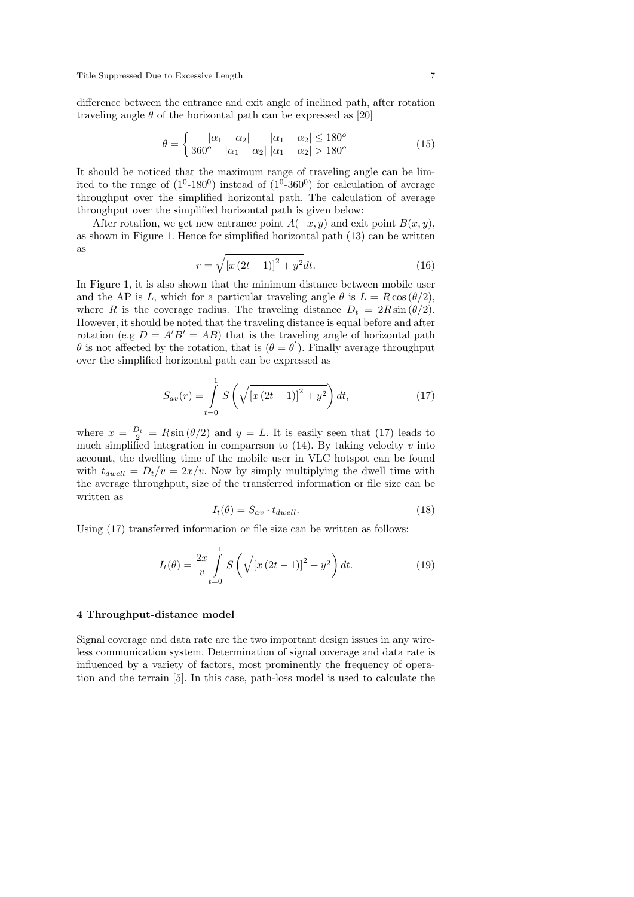difference between the entrance and exit angle of inclined path, after rotation traveling angle $\theta$ of the horizontal path can be expressed as [20]

$$\theta = \begin{cases} |\alpha_1 - \alpha_2| & |\alpha_1 - \alpha_2| \leq 180^o \\ 360^o - |\alpha_1 - \alpha_2| & |\alpha_1 - \alpha_2| > 180^o \end{cases} \tag{15}$$

It should be noticed that the maximum range of traveling angle can be limited to the range of ($1^0$-$180^0$) instead of ($1^0$-$360^0$) for calculation of average throughput over the simplified horizontal path. The calculation of average throughput over the simplified horizontal path is given below:

After rotation, we get new entrance point $A(-x, y)$ and exit point $B(x, y)$, as shown in Figure 1. Hence for simplified horizontal path (13) can be written as

$$r = \sqrt{\left[x\left(2t-1\right)\right]^2 + y^2}dt. \tag{16}$$

In Figure 1, it is also shown that the minimum distance between mobile user and the AP is $L$, which for a particular traveling angle $\theta$ is $L = R\cos\left(\theta/2\right)$, where $R$ is the coverage radius. The traveling distance $D_t = 2R\sin\left(\theta/2\right)$. However, it should be noted that the traveling distance is equal before and after rotation (e.g $D = A'B' = AB$) that is the traveling angle of horizontal path $\theta$ is not affected by the rotation, that is ($\theta = \theta'$). Finally average throughput over the simplified horizontal path can be expressed as

$$S_{av}(r) = \int\limits_{t=0}^{1} S\left(\sqrt{\left[x\left(2t-1\right)\right]^2 + y^2}\right)dt, \tag{17}$$

where $x = \frac{D_t}{2} = R\sin\left(\theta/2\right)$ and $y = L$. It is easily seen that (17) leads to much simplified integration in comparrson to (14). By taking velocity $v$ into account, the dwelling time of the mobile user in VLC hotspot can be found with $t_{dwell} = D_t/v = 2x/v$. Now by simply multiplying the dwell time with the average throughput, size of the transferred information or file size can be written as

$$I_t(\theta) = S_{av} \cdot t_{dwell}. \tag{18}$$

Using (17) transferred information or file size can be written as follows:

$$I_t(\theta) = \frac{2x}{v}\int\limits_{t=0}^{1} S\left(\sqrt{\left[x\left(2t-1\right)\right]^2 + y^2}\right)dt. \tag{19}$$

## 4 Throughput-distance model

Signal coverage and data rate are the two important design issues in any wireless communication system. Determination of signal coverage and data rate is influenced by a variety of factors, most prominently the frequency of operation and the terrain [5]. In this case, path-loss model is used to calculate the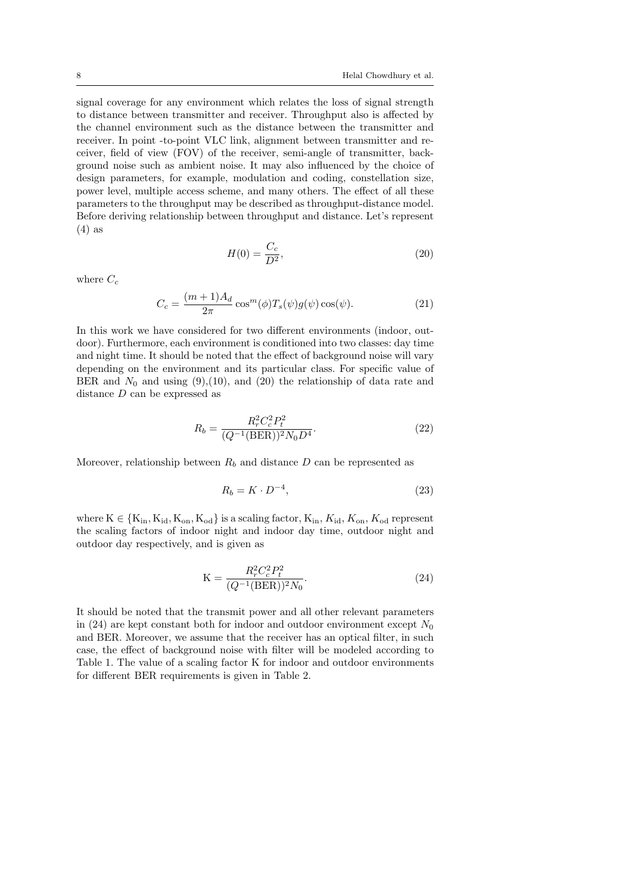signal coverage for any environment which relates the loss of signal strength to distance between transmitter and receiver. Throughput also is affected by the channel environment such as the distance between the transmitter and receiver. In point -to-point VLC link, alignment between transmitter and receiver, field of view (FOV) of the receiver, semi-angle of transmitter, background noise such as ambient noise. It may also influenced by the choice of design parameters, for example, modulation and coding, constellation size, power level, multiple access scheme, and many others. The effect of all these parameters to the throughput may be described as throughput-distance model. Before deriving relationship between throughput and distance. Let's represent (4) as

$$H(0) = \frac{C_c}{D^2}, \tag{20}$$

where $C_c$

$$C_c = \frac{(m+1)A_d}{2\pi}\cos^m(\phi)T_s(\psi)g(\psi)\cos(\psi). \tag{21}$$

In this work we have considered for two different environments (indoor, outdoor). Furthermore, each environment is conditioned into two classes: day time and night time. It should be noted that the effect of background noise will vary depending on the environment and its particular class. For specific value of BER and $N_0$ and using (9),(10), and (20) the relationship of data rate and distance $D$ can be expressed as

$$R_b = \frac{R_r^2 C_c^2 P_t^2}{(Q^{-1}(\text{BER}))^2 N_0 D^4}. \tag{22}$$

Moreover, relationship between $R_b$ and distance $D$ can be represented as

$$R_b = K \cdot D^{-4}, \tag{23}$$

where $\mathrm{K} \in \{\mathrm{K_{in}}, \mathrm{K_{id}}, \mathrm{K_{on}}, \mathrm{K_{od}}\}$ is a scaling factor, $\mathrm{K_{in}}$, $K_{\text{id}}$, $K_{\text{on}}$, $K_{\text{od}}$ represent the scaling factors of indoor night and indoor day time, outdoor night and outdoor day respectively, and is given as

$$\mathrm{K} = \frac{R_r^2 C_c^2 P_t^2}{(Q^{-1}(\text{BER}))^2 N_0}. \tag{24}$$

It should be noted that the transmit power and all other relevant parameters in (24) are kept constant both for indoor and outdoor environment except $N_0$ and BER. Moreover, we assume that the receiver has an optical filter, in such case, the effect of background noise with filter will be modeled according to Table 1. The value of a scaling factor K for indoor and outdoor environments for different BER requirements is given in Table 2.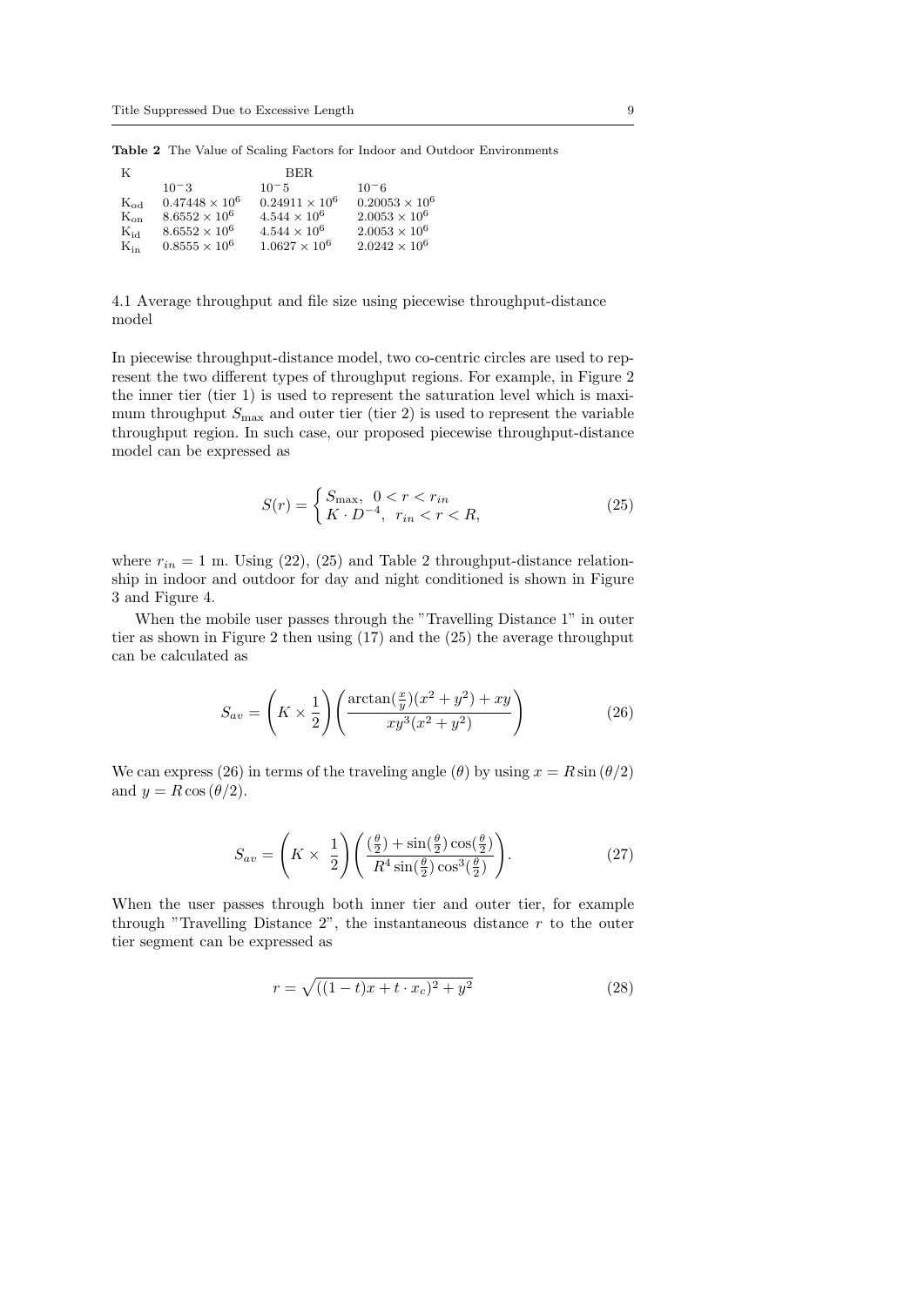**Table 2** The Value of Scaling Factors for Indoor and Outdoor Environments

| K | BER | | |
|---|---|---|---|
| | $10^{-3}$ | $10^{-5}$ | $10^{-6}$ |
| $K_{od}$ | $0.47448 \times 10^6$ | $0.24911 \times 10^6$ | $0.20053 \times 10^6$ |
| $K_{on}$ | $8.6552 \times 10^6$ | $4.544 \times 10^6$ | $2.0053 \times 10^6$ |
| $K_{id}$ | $8.6552 \times 10^6$ | $4.544 \times 10^6$ | $2.0053 \times 10^6$ |
| $K_{in}$ | $0.8555 \times 10^6$ | $1.0627 \times 10^6$ | $2.0242 \times 10^6$ |

### 4.1 Average throughput and file size using piecewise throughput-distance model

In piecewise throughput-distance model, two co-centric circles are used to represent the two different types of throughput regions. For example, in Figure 2 the inner tier (tier 1) is used to represent the saturation level which is maximum throughput $S_{\max}$ and outer tier (tier 2) is used to represent the variable throughput region. In such case, our proposed piecewise throughput-distance model can be expressed as

$$S(r) = \begin{cases} S_{\max}, & 0 < r < r_{in} \\ K \cdot D^{-4}, & r_{in} < r < R, \end{cases} \tag{25}$$

where $r_{in} = 1$ m. Using (22), (25) and Table 2 throughput-distance relationship in indoor and outdoor for day and night conditioned is shown in Figure 3 and Figure 4.

When the mobile user passes through the "Travelling Distance 1" in outer tier as shown in Figure 2 then using (17) and the (25) the average throughput can be calculated as

$$S_{av} = \left(K \times \frac{1}{2}\right)\left(\frac{\arctan(\frac{x}{y})(x^2+y^2) + xy}{xy^3(x^2+y^2)}\right) \tag{26}$$

We can express (26) in terms of the traveling angle ($\theta$) by using $x = R\sin(\theta/2)$ and $y = R\cos(\theta/2)$.

$$S_{av} = \left(K \times \ \frac{1}{2}\right)\left(\frac{(\frac{\theta}{2}) + \sin(\frac{\theta}{2})\cos(\frac{\theta}{2})}{R^4 \sin(\frac{\theta}{2})\cos^3(\frac{\theta}{2})}\right). \tag{27}$$

When the user passes through both inner tier and outer tier, for example through "Travelling Distance 2", the instantaneous distance $r$ to the outer tier segment can be expressed as

$$r = \sqrt{((1-t)x + t \cdot x_c)^2 + y^2} \tag{28}$$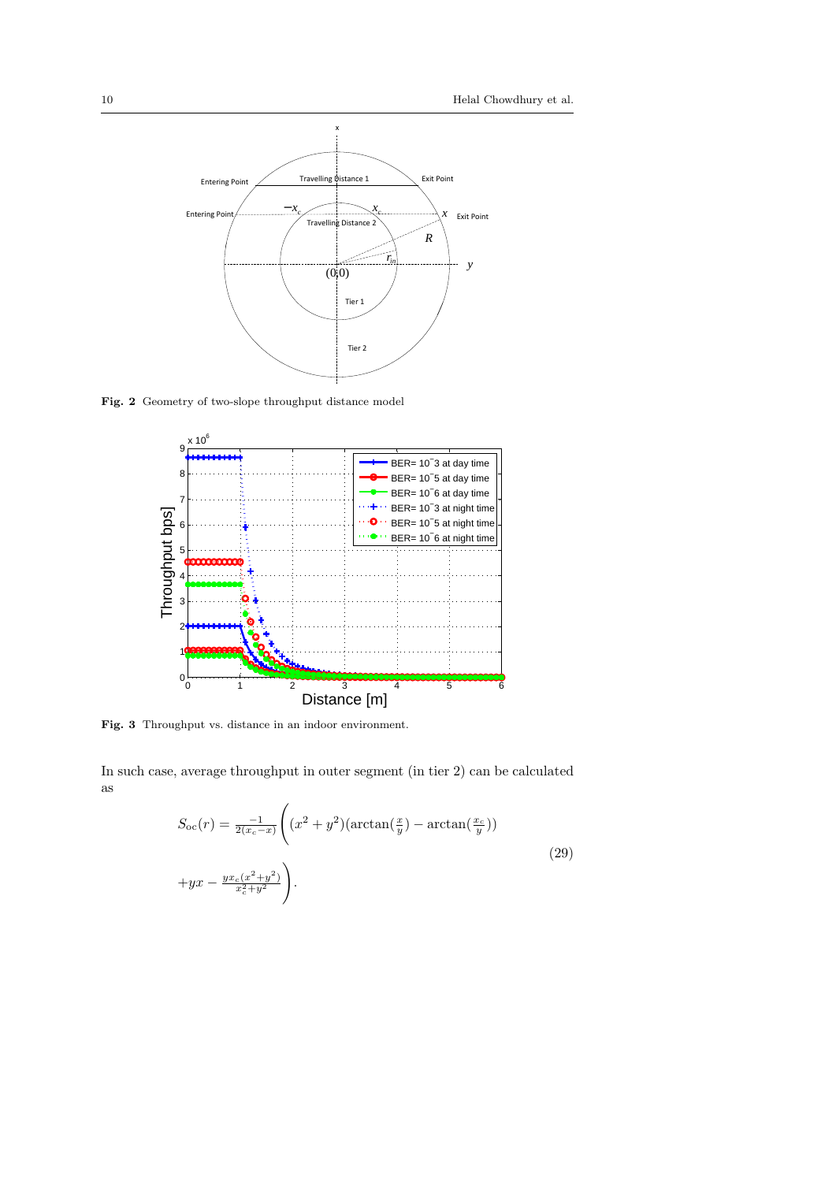**Fig. 2** Geometry of two-slope throughput distance model

**Fig. 3** Throughput vs. distance in an indoor environment.

In such case, average throughput in outer segment (in tier 2) can be calculated as

$$S_{\mathrm{oc}}(r) = \frac{-1}{2(x_c - x)} \Bigg( (x^2 + y^2)(\arctan(\tfrac{x}{y}) - \arctan(\tfrac{x_c}{y})) + yx - \frac{y x_c (x^2+y^2)}{x_c^2 + y^2} \Bigg). \tag{29}$$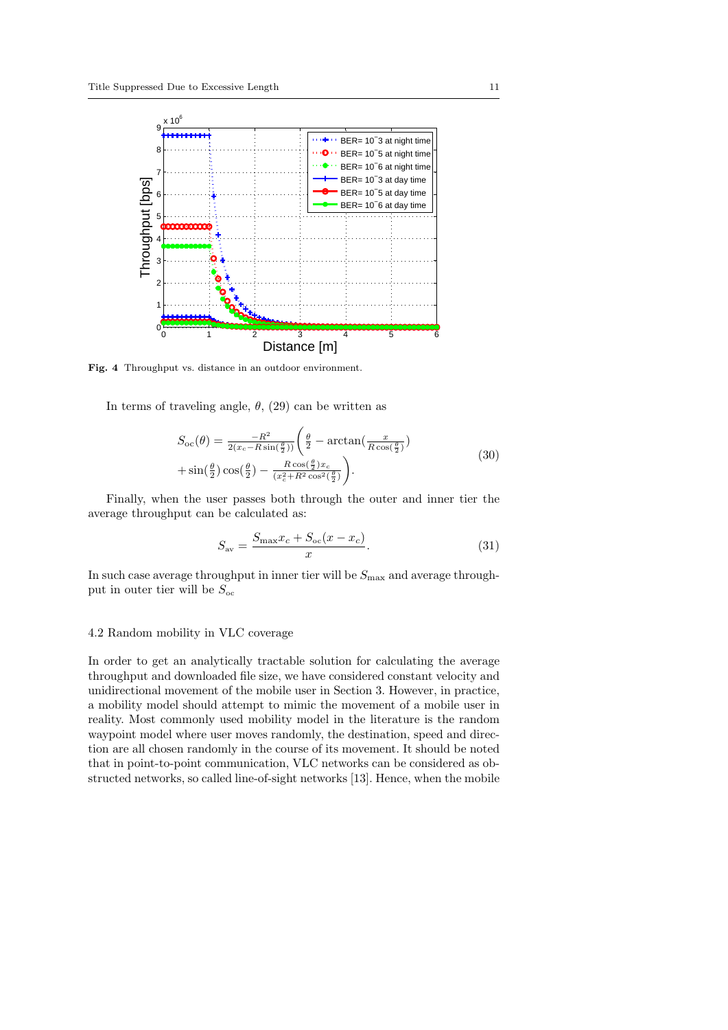**Fig. 4** Throughput vs. distance in an outdoor environment.

In terms of traveling angle, $\theta$, (29) can be written as

$$
\begin{aligned}
S_{\text{oc}}(\theta) &= \frac{-R^2}{2(x_c - R\sin(\frac{\theta}{2}))}\Bigg(\frac{\theta}{2} - \arctan(\frac{x}{R\cos(\frac{\theta}{2})}) \\
&+ \sin(\tfrac{\theta}{2})\cos(\tfrac{\theta}{2}) - \frac{R\cos(\frac{\theta}{2})x_c}{(x_c^2 + R^2\cos^2(\frac{\theta}{2}))}\Bigg).
\end{aligned}
\tag{30}
$$

Finally, when the user passes both through the outer and inner tier the average throughput can be calculated as:

$$
S_{\text{av}} = \frac{S_{\max} x_c + S_{\text{oc}}(x - x_c)}{x}. \tag{31}
$$

In such case average throughput in inner tier will be $S_{\max}$ and average throughput in outer tier will be $S_{\text{oc}}$

### 4.2 Random mobility in VLC coverage

In order to get an analytically tractable solution for calculating the average throughput and downloaded file size, we have considered constant velocity and unidirectional movement of the mobile user in Section 3. However, in practice, a mobility model should attempt to mimic the movement of a mobile user in reality. Most commonly used mobility model in the literature is the random waypoint model where user moves randomly, the destination, speed and direction are all chosen randomly in the course of its movement. It should be noted that in point-to-point communication, VLC networks can be considered as obstructed networks, so called line-of-sight networks [13]. Hence, when the mobile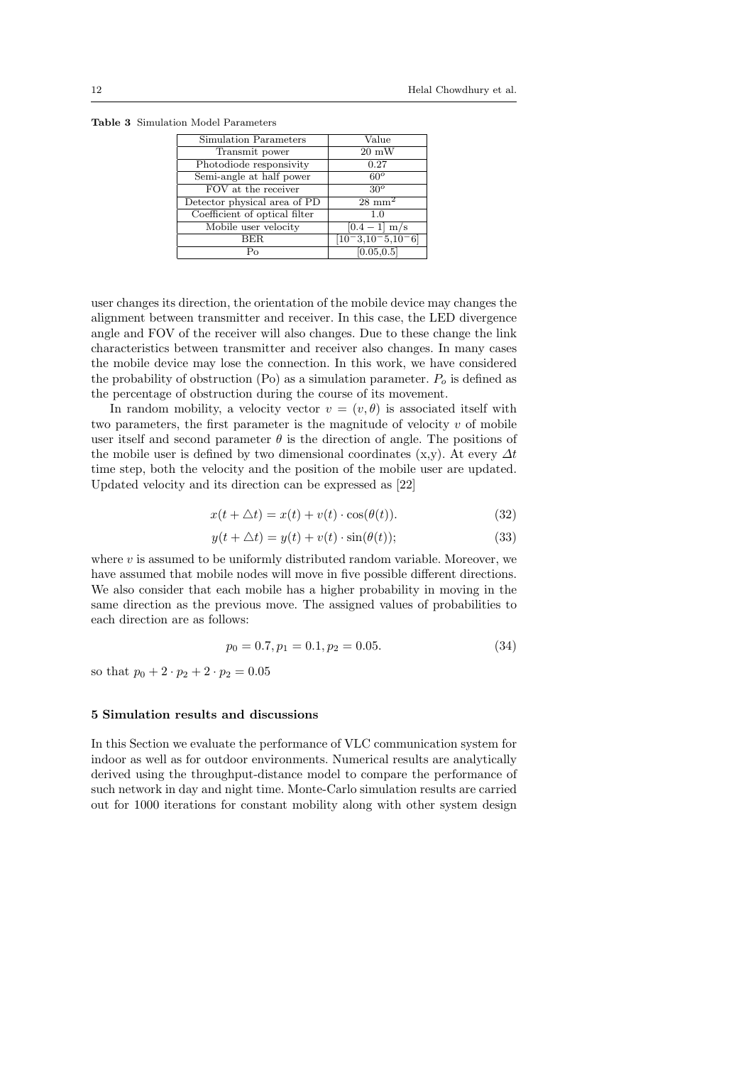**Table 3** Simulation Model Parameters

| Simulation Parameters | Value |
|---|---|
| Transmit power | 20 mW |
| Photodiode responsivity | 0.27 |
| Semi-angle at half power | $60^o$ |
| FOV at the receiver | $30^o$ |
| Detector physical area of PD | 28 $\text{mm}^2$ |
| Coefficient of optical filter | 1.0 |
| Mobile user velocity | $[0.4 - 1]$ m/s |
| BER | $[10^-3,10^-5,10^-6]$ |
| Po | [0.05,0.5] |

user changes its direction, the orientation of the mobile device may changes the alignment between transmitter and receiver. In this case, the LED divergence angle and FOV of the receiver will also changes. Due to these change the link characteristics between transmitter and receiver also changes. In many cases the mobile device may lose the connection. In this work, we have considered the probability of obstruction (Po) as a simulation parameter. $P_o$ is defined as the percentage of obstruction during the course of its movement.

In random mobility, a velocity vector $v = (v, \theta)$ is associated itself with two parameters, the first parameter is the magnitude of velocity $v$ of mobile user itself and second parameter $\theta$ is the direction of angle. The positions of the mobile user is defined by two dimensional coordinates (x,y). At every $\Delta t$ time step, both the velocity and the position of the mobile user are updated. Updated velocity and its direction can be expressed as [22]

$$x(t + \triangle t) = x(t) + v(t) \cdot \cos(\theta(t)). \tag{32}$$

$$y(t + \triangle t) = y(t) + v(t) \cdot \sin(\theta(t)); \tag{33}$$

where $v$ is assumed to be uniformly distributed random variable. Moreover, we have assumed that mobile nodes will move in five possible different directions. We also consider that each mobile has a higher probability in moving in the same direction as the previous move. The assigned values of probabilities to each direction are as follows:

$$p_0 = 0.7, p_1 = 0.1, p_2 = 0.05. \tag{34}$$

so that $p_0 + 2 \cdot p_2 + 2 \cdot p_2 = 0.05$

## 5 Simulation results and discussions

In this Section we evaluate the performance of VLC communication system for indoor as well as for outdoor environments. Numerical results are analytically derived using the throughput-distance model to compare the performance of such network in day and night time. Monte-Carlo simulation results are carried out for 1000 iterations for constant mobility along with other system design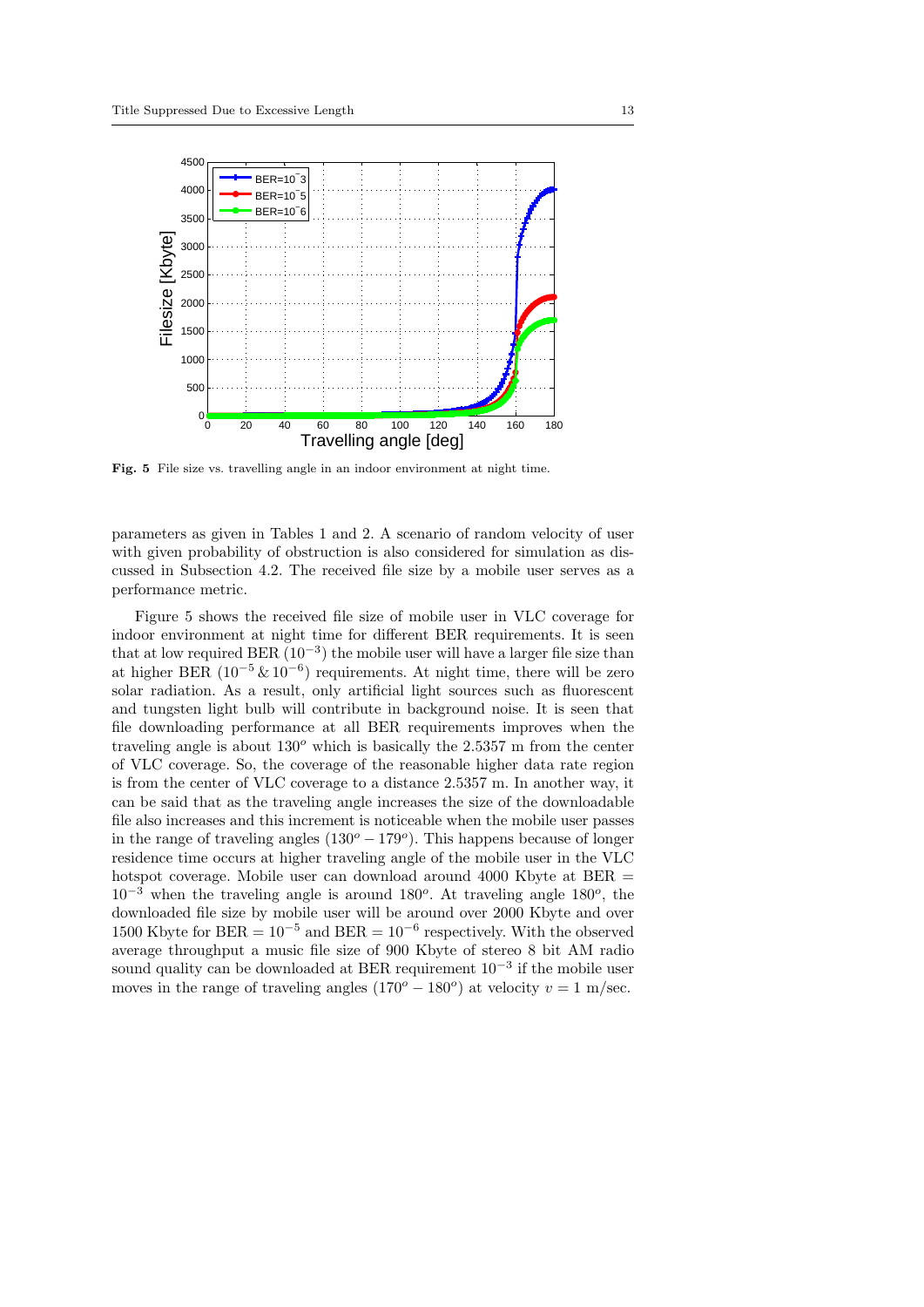Fig. 5 File size vs. travelling angle in an indoor environment at night time.

parameters as given in Tables 1 and 2. A scenario of random velocity of user with given probability of obstruction is also considered for simulation as discussed in Subsection 4.2. The received file size by a mobile user serves as a performance metric.

Figure 5 shows the received file size of mobile user in VLC coverage for indoor environment at night time for different BER requirements. It is seen that at low required BER ($10^{-3}$) the mobile user will have a larger file size than at higher BER ($10^{-5}$ & $10^{-6}$) requirements. At night time, there will be zero solar radiation. As a result, only artificial light sources such as fluorescent and tungsten light bulb will contribute in background noise. It is seen that file downloading performance at all BER requirements improves when the traveling angle is about $130^o$ which is basically the 2.5357 m from the center of VLC coverage. So, the coverage of the reasonable higher data rate region is from the center of VLC coverage to a distance 2.5357 m. In another way, it can be said that as the traveling angle increases the size of the downloadable file also increases and this increment is noticeable when the mobile user passes in the range of traveling angles ($130^o - 179^o$). This happens because of longer residence time occurs at higher traveling angle of the mobile user in the VLC hotspot coverage. Mobile user can download around 4000 Kbyte at BER $= 10^{-3}$ when the traveling angle is around $180^o$. At traveling angle $180^o$, the downloaded file size by mobile user will be around over 2000 Kbyte and over 1500 Kbyte for BER $= 10^{-5}$ and BER $= 10^{-6}$ respectively. With the observed average throughput a music file size of 900 Kbyte of stereo 8 bit AM radio sound quality can be downloaded at BER requirement $10^{-3}$ if the mobile user moves in the range of traveling angles ($170^o - 180^o$) at velocity $v = 1$ m/sec.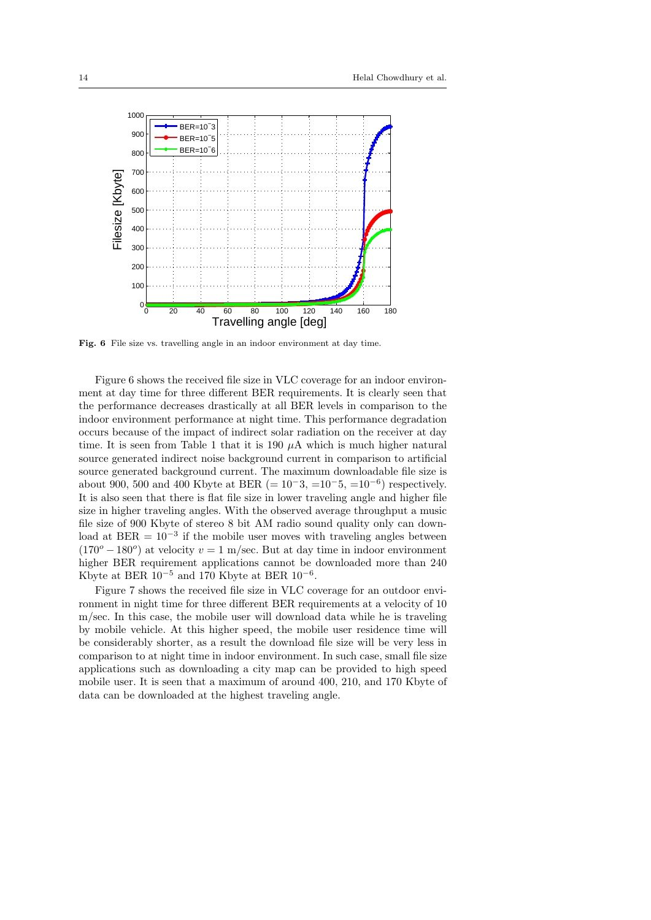**Fig. 6** File size vs. travelling angle in an indoor environment at day time.

Figure 6 shows the received file size in VLC coverage for an indoor environment at day time for three different BER requirements. It is clearly seen that the performance decreases drastically at all BER levels in comparison to the indoor environment performance at night time. This performance degradation occurs because of the impact of indirect solar radiation on the receiver at day time. It is seen from Table 1 that it is 190 $\mu$A which is much higher natural source generated indirect noise background current in comparison to artificial source generated background current. The maximum downloadable file size is about 900, 500 and 400 Kbyte at BER ($=10^{-}3$, $=10^{-}5$, $=10^{-6}$) respectively. It is also seen that there is flat file size in lower traveling angle and higher file size in higher traveling angles. With the observed average throughput a music file size of 900 Kbyte of stereo 8 bit AM radio sound quality only can download at BER $= 10^{-3}$ if the mobile user moves with traveling angles between $(170^o - 180^o)$ at velocity $v = 1$ m/sec. But at day time in indoor environment higher BER requirement applications cannot be downloaded more than 240 Kbyte at BER $10^{-5}$ and 170 Kbyte at BER $10^{-6}$.

Figure 7 shows the received file size in VLC coverage for an outdoor environment in night time for three different BER requirements at a velocity of 10 m/sec. In this case, the mobile user will download data while he is traveling by mobile vehicle. At this higher speed, the mobile user residence time will be considerably shorter, as a result the download file size will be very less in comparison to at night time in indoor environment. In such case, small file size applications such as downloading a city map can be provided to high speed mobile user. It is seen that a maximum of around 400, 210, and 170 Kbyte of data can be downloaded at the highest traveling angle.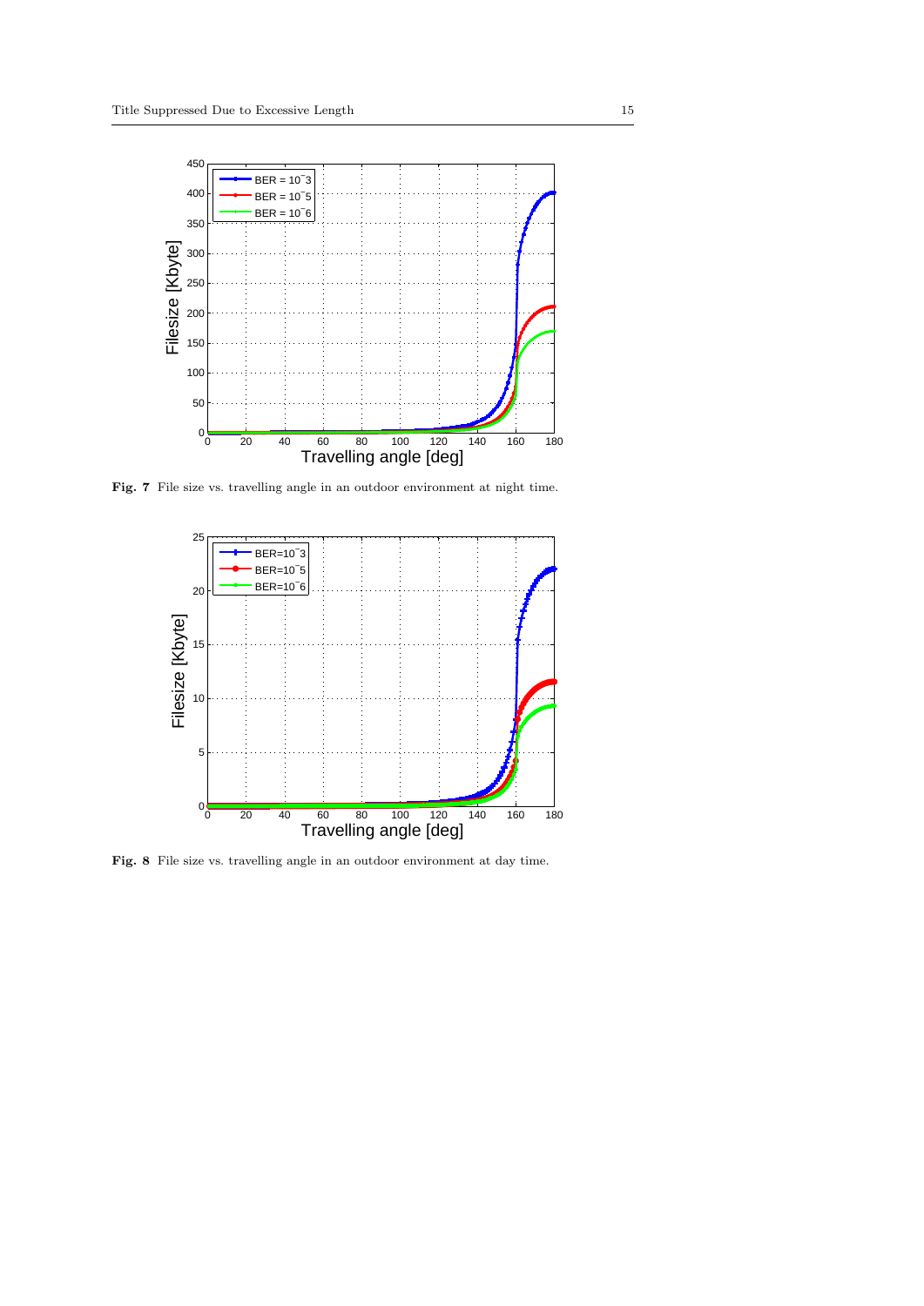Fig. 7 File size vs. travelling angle in an outdoor environment at night time.

Fig. 8 File size vs. travelling angle in an outdoor environment at day time.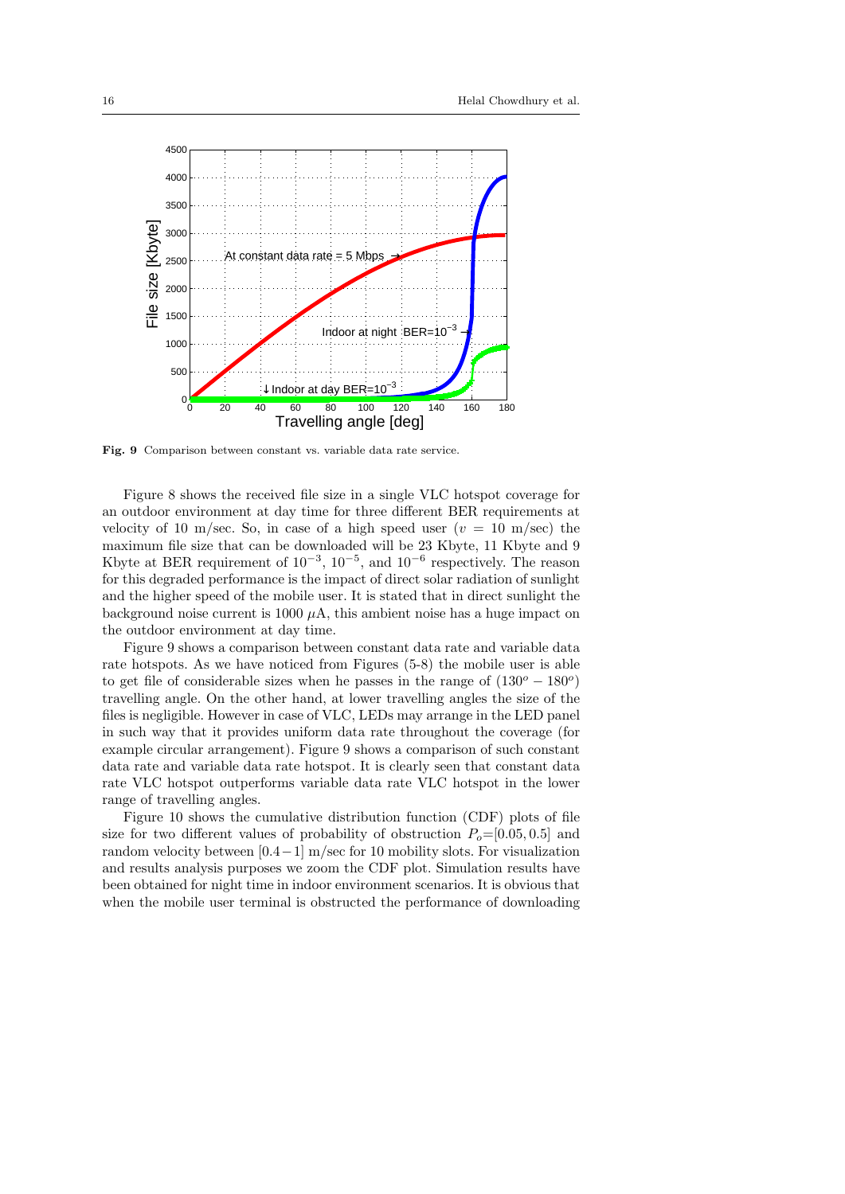**Fig. 9** Comparison between constant vs. variable data rate service.

Figure 8 shows the received file size in a single VLC hotspot coverage for an outdoor environment at day time for three different BER requirements at velocity of 10 m/sec. So, in case of a high speed user ($v$ = 10 m/sec) the maximum file size that can be downloaded will be 23 Kbyte, 11 Kbyte and 9 Kbyte at BER requirement of $10^{-3}$, $10^{-5}$, and $10^{-6}$ respectively. The reason for this degraded performance is the impact of direct solar radiation of sunlight and the higher speed of the mobile user. It is stated that in direct sunlight the background noise current is 1000 $\mu$A, this ambient noise has a huge impact on the outdoor environment at day time.

Figure 9 shows a comparison between constant data rate and variable data rate hotspots. As we have noticed from Figures (5-8) the mobile user is able to get file of considerable sizes when he passes in the range of $(130^o - 180^o)$ travelling angle. On the other hand, at lower travelling angles the size of the files is negligible. However in case of VLC, LEDs may arrange in the LED panel in such way that it provides uniform data rate throughout the coverage (for example circular arrangement). Figure 9 shows a comparison of such constant data rate and variable data rate hotspot. It is clearly seen that constant data rate VLC hotspot outperforms variable data rate VLC hotspot in the lower range of travelling angles.

Figure 10 shows the cumulative distribution function (CDF) plots of file size for two different values of probability of obstruction $P_o$=[0.05, 0.5] and random velocity between $[0.4-1]$ m/sec for 10 mobility slots. For visualization and results analysis purposes we zoom the CDF plot. Simulation results have been obtained for night time in indoor environment scenarios. It is obvious that when the mobile user terminal is obstructed the performance of downloading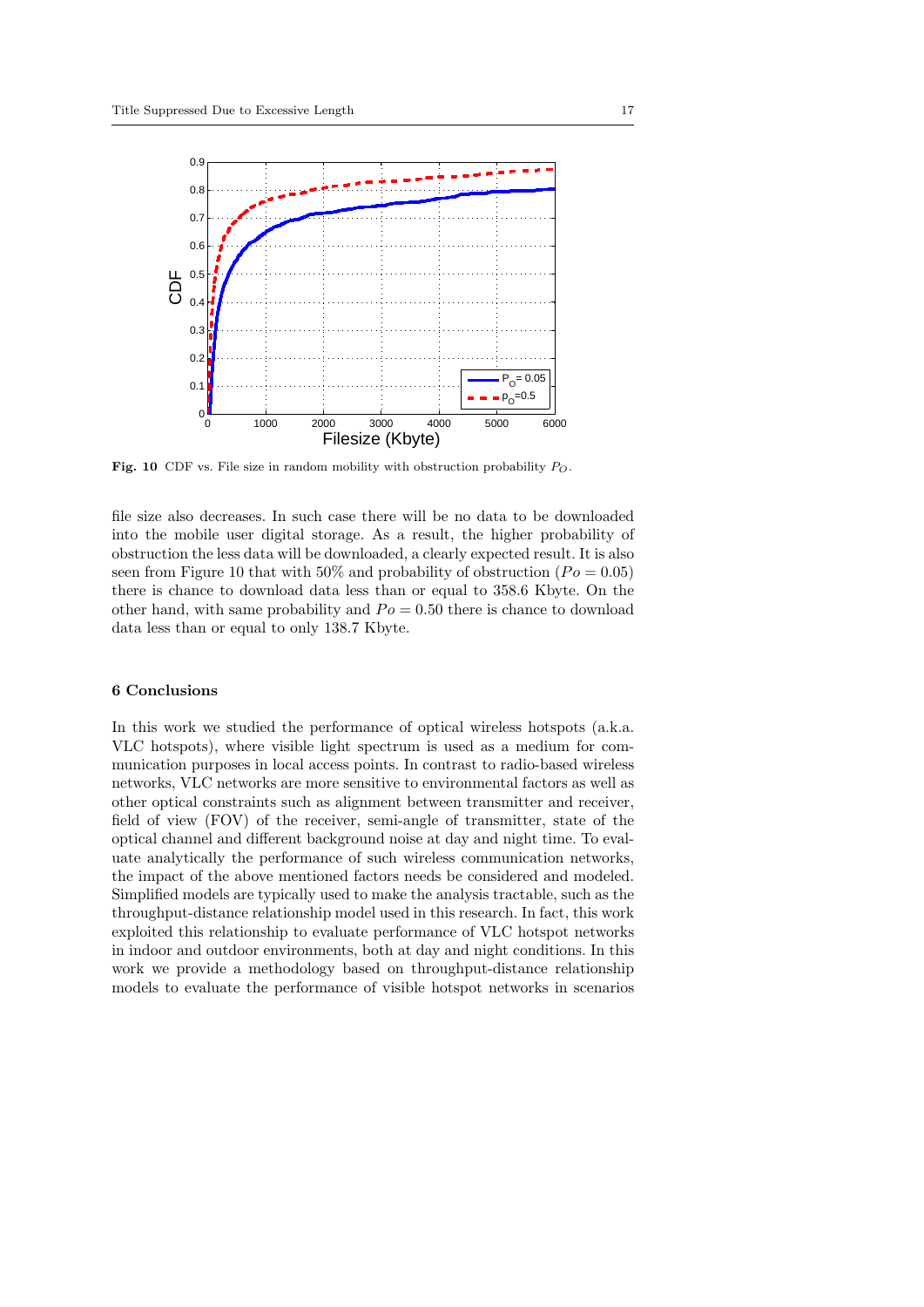**Fig. 10** CDF vs. File size in random mobility with obstruction probability $P_O$.

file size also decreases. In such case there will be no data to be downloaded into the mobile user digital storage. As a result, the higher probability of obstruction the less data will be downloaded, a clearly expected result. It is also seen from Figure 10 that with 50% and probability of obstruction ($Po = 0.05$) there is chance to download data less than or equal to 358.6 Kbyte. On the other hand, with same probability and $Po = 0.50$ there is chance to download data less than or equal to only 138.7 Kbyte.

## 6 Conclusions

In this work we studied the performance of optical wireless hotspots (a.k.a. VLC hotspots), where visible light spectrum is used as a medium for communication purposes in local access points. In contrast to radio-based wireless networks, VLC networks are more sensitive to environmental factors as well as other optical constraints such as alignment between transmitter and receiver, field of view (FOV) of the receiver, semi-angle of transmitter, state of the optical channel and different background noise at day and night time. To evaluate analytically the performance of such wireless communication networks, the impact of the above mentioned factors needs be considered and modeled. Simplified models are typically used to make the analysis tractable, such as the throughput-distance relationship model used in this research. In fact, this work exploited this relationship to evaluate performance of VLC hotspot networks in indoor and outdoor environments, both at day and night conditions. In this work we provide a methodology based on throughput-distance relationship models to evaluate the performance of visible hotspot networks in scenarios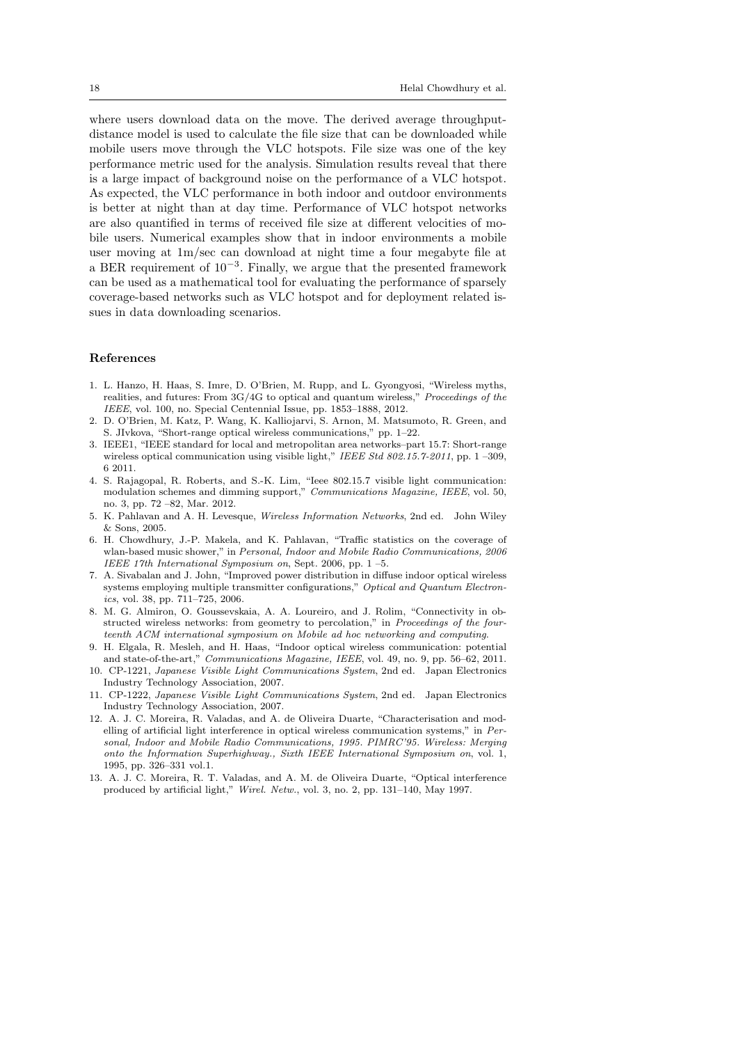where users download data on the move. The derived average throughput-distance model is used to calculate the file size that can be downloaded while mobile users move through the VLC hotspots. File size was one of the key performance metric used for the analysis. Simulation results reveal that there is a large impact of background noise on the performance of a VLC hotspot. As expected, the VLC performance in both indoor and outdoor environments is better at night than at day time. Performance of VLC hotspot networks are also quantified in terms of received file size at different velocities of mobile users. Numerical examples show that in indoor environments a mobile user moving at 1m/sec can download at night time a four megabyte file at a BER requirement of $10^{-3}$. Finally, we argue that the presented framework can be used as a mathematical tool for evaluating the performance of sparsely coverage-based networks such as VLC hotspot and for deployment related issues in data downloading scenarios.

## References

1. L. Hanzo, H. Haas, S. Imre, D. O'Brien, M. Rupp, and L. Gyongyosi, "Wireless myths, realities, and futures: From 3G/4G to optical and quantum wireless," *Proceedings of the IEEE*, vol. 100, no. Special Centennial Issue, pp. 1853–1888, 2012.
2. D. O'Brien, M. Katz, P. Wang, K. Kalliojarvi, S. Arnon, M. Matsumoto, R. Green, and S. JIvkova, "Short-range optical wireless communications," pp. 1–22.
3. IEEE1, "IEEE standard for local and metropolitan area networks–part 15.7: Short-range wireless optical communication using visible light," *IEEE Std 802.15.7-2011*, pp. 1 –309, 6 2011.
4. S. Rajagopal, R. Roberts, and S.-K. Lim, "Ieee 802.15.7 visible light communication: modulation schemes and dimming support," *Communications Magazine, IEEE*, vol. 50, no. 3, pp. 72 –82, Mar. 2012.
5. K. Pahlavan and A. H. Levesque, *Wireless Information Networks*, 2nd ed. John Wiley & Sons, 2005.
6. H. Chowdhury, J.-P. Makela, and K. Pahlavan, "Traffic statistics on the coverage of wlan-based music shower," in *Personal, Indoor and Mobile Radio Communications, 2006 IEEE 17th International Symposium on*, Sept. 2006, pp. 1 –5.
7. A. Sivabalan and J. John, "Improved power distribution in diffuse indoor optical wireless systems employing multiple transmitter configurations," *Optical and Quantum Electronics*, vol. 38, pp. 711–725, 2006.
8. M. G. Almiron, O. Goussevskaia, A. A. Loureiro, and J. Rolim, "Connectivity in obstructed wireless networks: from geometry to percolation," in *Proceedings of the fourteenth ACM international symposium on Mobile ad hoc networking and computing*.
9. H. Elgala, R. Mesleh, and H. Haas, "Indoor optical wireless communication: potential and state-of-the-art," *Communications Magazine, IEEE*, vol. 49, no. 9, pp. 56–62, 2011.
10. CP-1221, *Japanese Visible Light Communications System*, 2nd ed. Japan Electronics Industry Technology Association, 2007.
11. CP-1222, *Japanese Visible Light Communications System*, 2nd ed. Japan Electronics Industry Technology Association, 2007.
12. A. J. C. Moreira, R. Valadas, and A. de Oliveira Duarte, "Characterisation and modelling of artificial light interference in optical wireless communication systems," in *Personal, Indoor and Mobile Radio Communications, 1995. PIMRC'95. Wireless: Merging onto the Information Superhighway., Sixth IEEE International Symposium on*, vol. 1, 1995, pp. 326–331 vol.1.
13. A. J. C. Moreira, R. T. Valadas, and A. M. de Oliveira Duarte, "Optical interference produced by artificial light," *Wirel. Netw.*, vol. 3, no. 2, pp. 131–140, May 1997.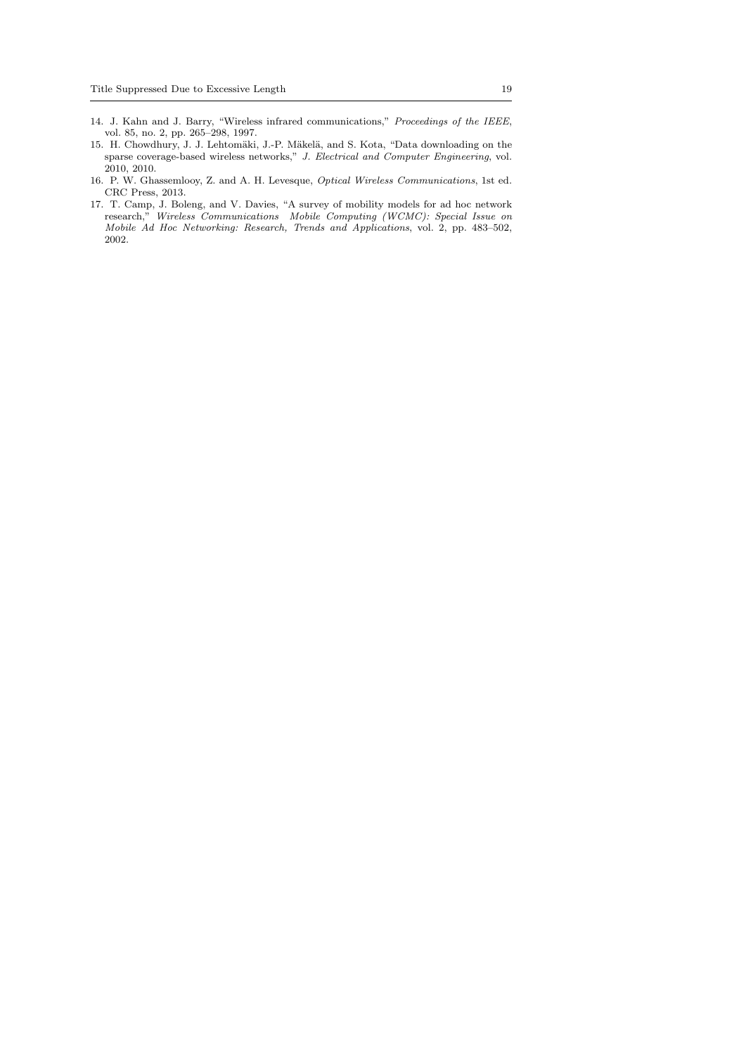14. J. Kahn and J. Barry, "Wireless infrared communications," *Proceedings of the IEEE*, vol. 85, no. 2, pp. 265–298, 1997.
15. H. Chowdhury, J. J. Lehtomäki, J.-P. Mäkelä, and S. Kota, "Data downloading on the sparse coverage-based wireless networks," *J. Electrical and Computer Engineering*, vol. 2010, 2010.
16. P. W. Ghassemlooy, Z. and A. H. Levesque, *Optical Wireless Communications*, 1st ed. CRC Press, 2013.
17. T. Camp, J. Boleng, and V. Davies, "A survey of mobility models for ad hoc network research," *Wireless Communications Mobile Computing (WCMC): Special Issue on Mobile Ad Hoc Networking: Research, Trends and Applications*, vol. 2, pp. 483–502, 2002.